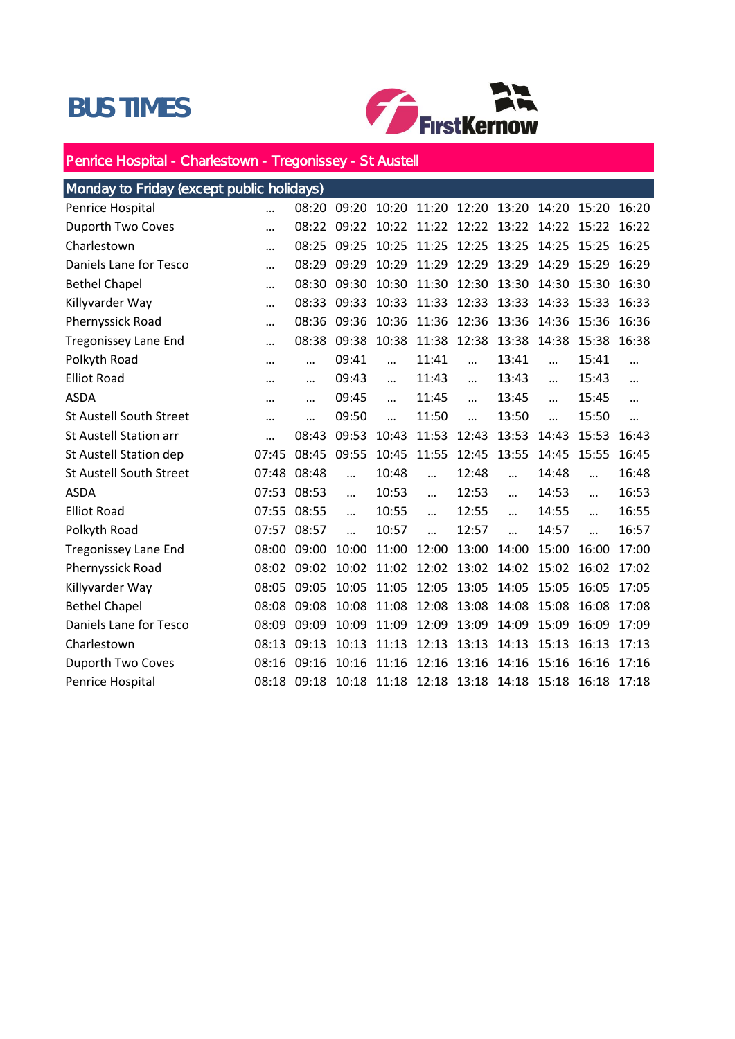# BUS TIMES

FirstKernow

## Penrice Hospital - Charlestown - Tregonissey - St Austell

### Monday to Friday (except public holidays)

| Stop | | | | | | | | | | |
|---|---|---|---|---|---|---|---|---|---|---|
| Penrice Hospital | ... | 08:20 | 09:20 | 10:20 | 11:20 | 12:20 | 13:20 | 14:20 | 15:20 | 16:20 |
| Duporth Two Coves | ... | 08:22 | 09:22 | 10:22 | 11:22 | 12:22 | 13:22 | 14:22 | 15:22 | 16:22 |
| Charlestown | ... | 08:25 | 09:25 | 10:25 | 11:25 | 12:25 | 13:25 | 14:25 | 15:25 | 16:25 |
| Daniels Lane for Tesco | ... | 08:29 | 09:29 | 10:29 | 11:29 | 12:29 | 13:29 | 14:29 | 15:29 | 16:29 |
| Bethel Chapel | ... | 08:30 | 09:30 | 10:30 | 11:30 | 12:30 | 13:30 | 14:30 | 15:30 | 16:30 |
| Killyvarder Way | ... | 08:33 | 09:33 | 10:33 | 11:33 | 12:33 | 13:33 | 14:33 | 15:33 | 16:33 |
| Phernyssick Road | ... | 08:36 | 09:36 | 10:36 | 11:36 | 12:36 | 13:36 | 14:36 | 15:36 | 16:36 |
| Tregonissey Lane End | ... | 08:38 | 09:38 | 10:38 | 11:38 | 12:38 | 13:38 | 14:38 | 15:38 | 16:38 |
| Polkyth Road | ... | ... | 09:41 | ... | 11:41 | ... | 13:41 | ... | 15:41 | ... |
| Elliot Road | ... | ... | 09:43 | ... | 11:43 | ... | 13:43 | ... | 15:43 | ... |
| ASDA | ... | ... | 09:45 | ... | 11:45 | ... | 13:45 | ... | 15:45 | ... |
| St Austell South Street | ... | ... | 09:50 | ... | 11:50 | ... | 13:50 | ... | 15:50 | ... |
| St Austell Station arr | ... | 08:43 | 09:53 | 10:43 | 11:53 | 12:43 | 13:53 | 14:43 | 15:53 | 16:43 |
| St Austell Station dep | 07:45 | 08:45 | 09:55 | 10:45 | 11:55 | 12:45 | 13:55 | 14:45 | 15:55 | 16:45 |
| St Austell South Street | 07:48 | 08:48 | ... | 10:48 | ... | 12:48 | ... | 14:48 | ... | 16:48 |
| ASDA | 07:53 | 08:53 | ... | 10:53 | ... | 12:53 | ... | 14:53 | ... | 16:53 |
| Elliot Road | 07:55 | 08:55 | ... | 10:55 | ... | 12:55 | ... | 14:55 | ... | 16:55 |
| Polkyth Road | 07:57 | 08:57 | ... | 10:57 | ... | 12:57 | ... | 14:57 | ... | 16:57 |
| Tregonissey Lane End | 08:00 | 09:00 | 10:00 | 11:00 | 12:00 | 13:00 | 14:00 | 15:00 | 16:00 | 17:00 |
| Phernyssick Road | 08:02 | 09:02 | 10:02 | 11:02 | 12:02 | 13:02 | 14:02 | 15:02 | 16:02 | 17:02 |
| Killyvarder Way | 08:05 | 09:05 | 10:05 | 11:05 | 12:05 | 13:05 | 14:05 | 15:05 | 16:05 | 17:05 |
| Bethel Chapel | 08:08 | 09:08 | 10:08 | 11:08 | 12:08 | 13:08 | 14:08 | 15:08 | 16:08 | 17:08 |
| Daniels Lane for Tesco | 08:09 | 09:09 | 10:09 | 11:09 | 12:09 | 13:09 | 14:09 | 15:09 | 16:09 | 17:09 |
| Charlestown | 08:13 | 09:13 | 10:13 | 11:13 | 12:13 | 13:13 | 14:13 | 15:13 | 16:13 | 17:13 |
| Duporth Two Coves | 08:16 | 09:16 | 10:16 | 11:16 | 12:16 | 13:16 | 14:16 | 15:16 | 16:16 | 17:16 |
| Penrice Hospital | 08:18 | 09:18 | 10:18 | 11:18 | 12:18 | 13:18 | 14:18 | 15:18 | 16:18 | 17:18 |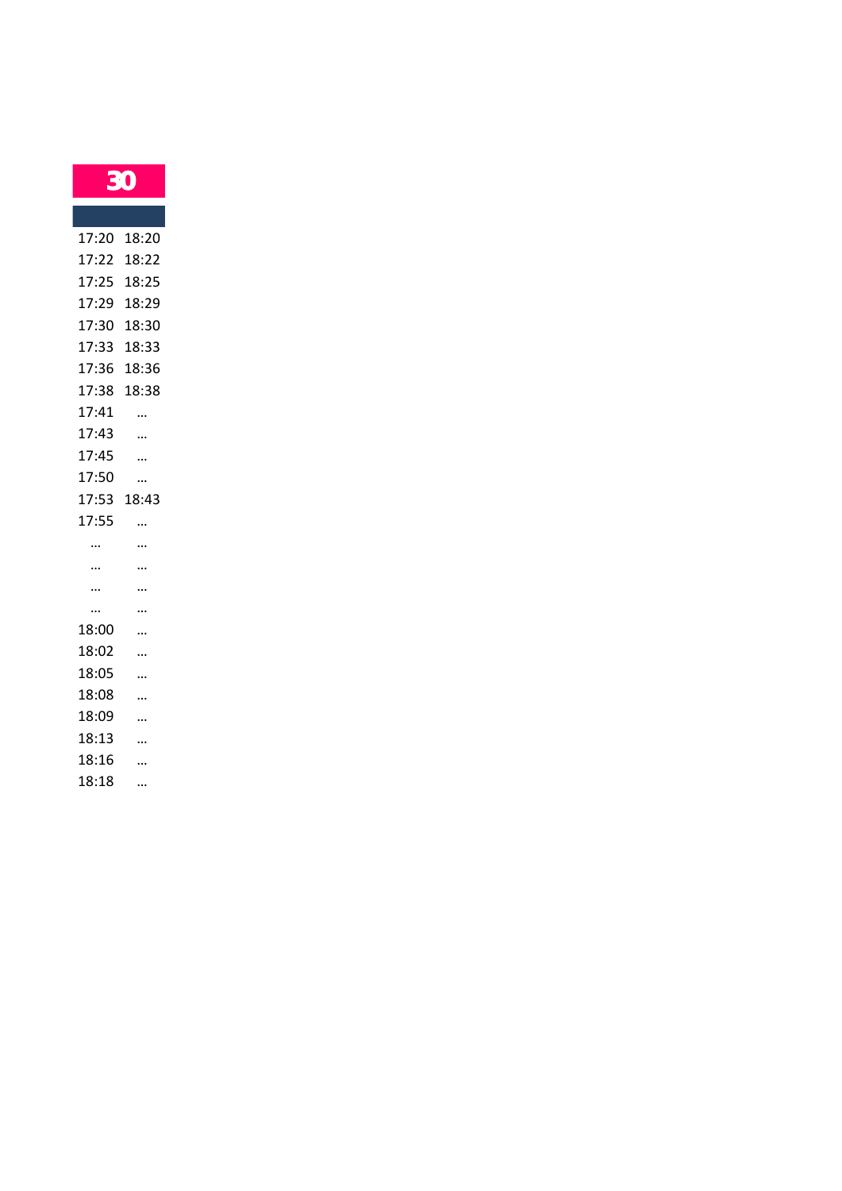# 30

| | |
|---|---|
| 17:20 | 18:20 |
| 17:22 | 18:22 |
| 17:25 | 18:25 |
| 17:29 | 18:29 |
| 17:30 | 18:30 |
| 17:33 | 18:33 |
| 17:36 | 18:36 |
| 17:38 | 18:38 |
| 17:41 | … |
| 17:43 | … |
| 17:45 | … |
| 17:50 | … |
| 17:53 | 18:43 |
| 17:55 | … |
| … | … |
| … | … |
| … | … |
| … | … |
| 18:00 | … |
| 18:02 | … |
| 18:05 | … |
| 18:08 | … |
| 18:09 | … |
| 18:13 | … |
| 18:16 | … |
| 18:18 | … |